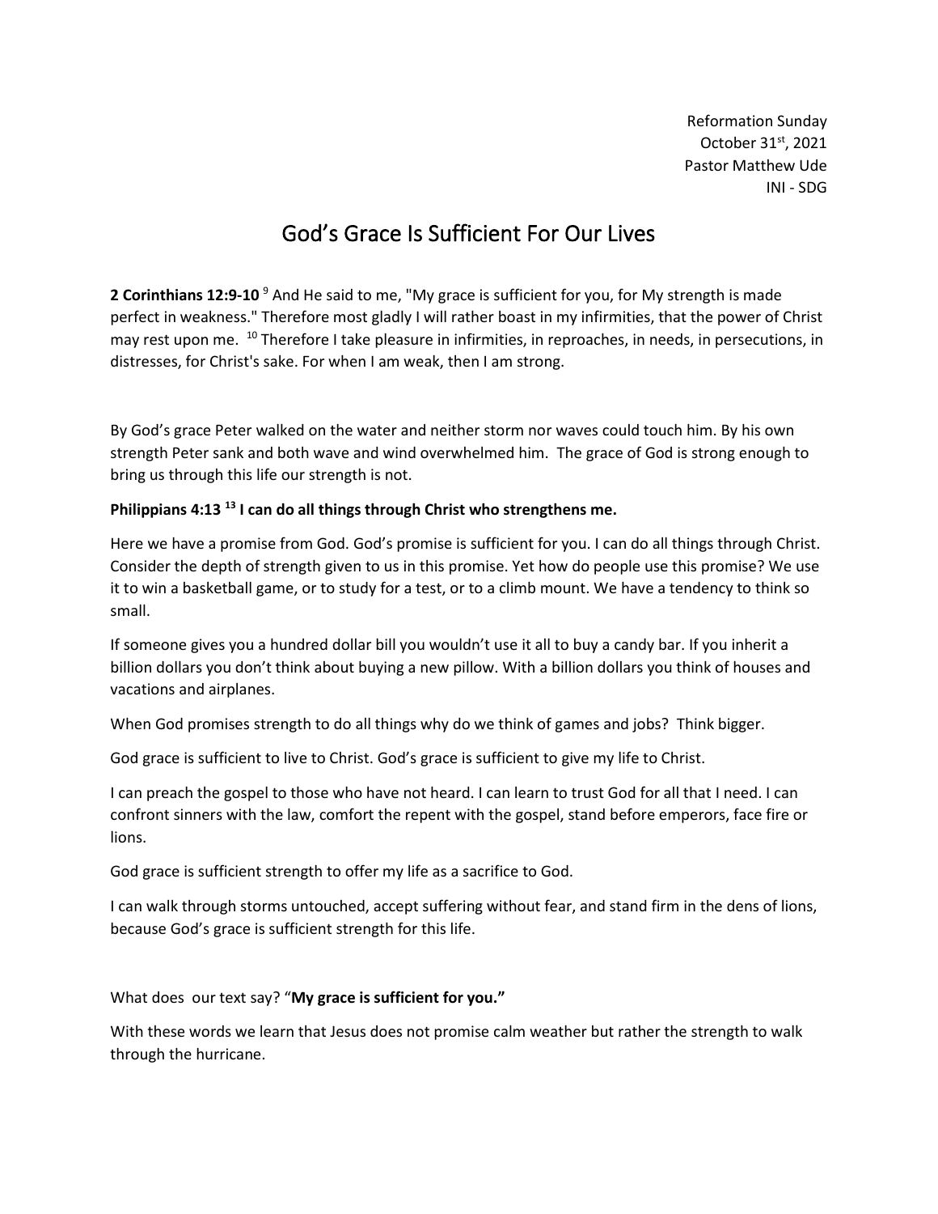Reformation Sunday
October 31st, 2021
Pastor Matthew Ude
INI - SDG

# God's Grace Is Sufficient For Our Lives

**2 Corinthians 12:9-10** [9] And He said to me, "My grace is sufficient for you, for My strength is made perfect in weakness." Therefore most gladly I will rather boast in my infirmities, that the power of Christ may rest upon me. [10] Therefore I take pleasure in infirmities, in reproaches, in needs, in persecutions, in distresses, for Christ's sake. For when I am weak, then I am strong.

By God's grace Peter walked on the water and neither storm nor waves could touch him. By his own strength Peter sank and both wave and wind overwhelmed him. The grace of God is strong enough to bring us through this life our strength is not.

**Philippians 4:13 [13] I can do all things through Christ who strengthens me.**

Here we have a promise from God. God's promise is sufficient for you. I can do all things through Christ. Consider the depth of strength given to us in this promise. Yet how do people use this promise? We use it to win a basketball game, or to study for a test, or to a climb mount. We have a tendency to think so small.

If someone gives you a hundred dollar bill you wouldn't use it all to buy a candy bar. If you inherit a billion dollars you don't think about buying a new pillow. With a billion dollars you think of houses and vacations and airplanes.

When God promises strength to do all things why do we think of games and jobs? Think bigger.

God grace is sufficient to live to Christ. God's grace is sufficient to give my life to Christ.

I can preach the gospel to those who have not heard. I can learn to trust God for all that I need. I can confront sinners with the law, comfort the repent with the gospel, stand before emperors, face fire or lions.

God grace is sufficient strength to offer my life as a sacrifice to God.

I can walk through storms untouched, accept suffering without fear, and stand firm in the dens of lions, because God's grace is sufficient strength for this life.

What does our text say? "**My grace is sufficient for you."**

With these words we learn that Jesus does not promise calm weather but rather the strength to walk through the hurricane.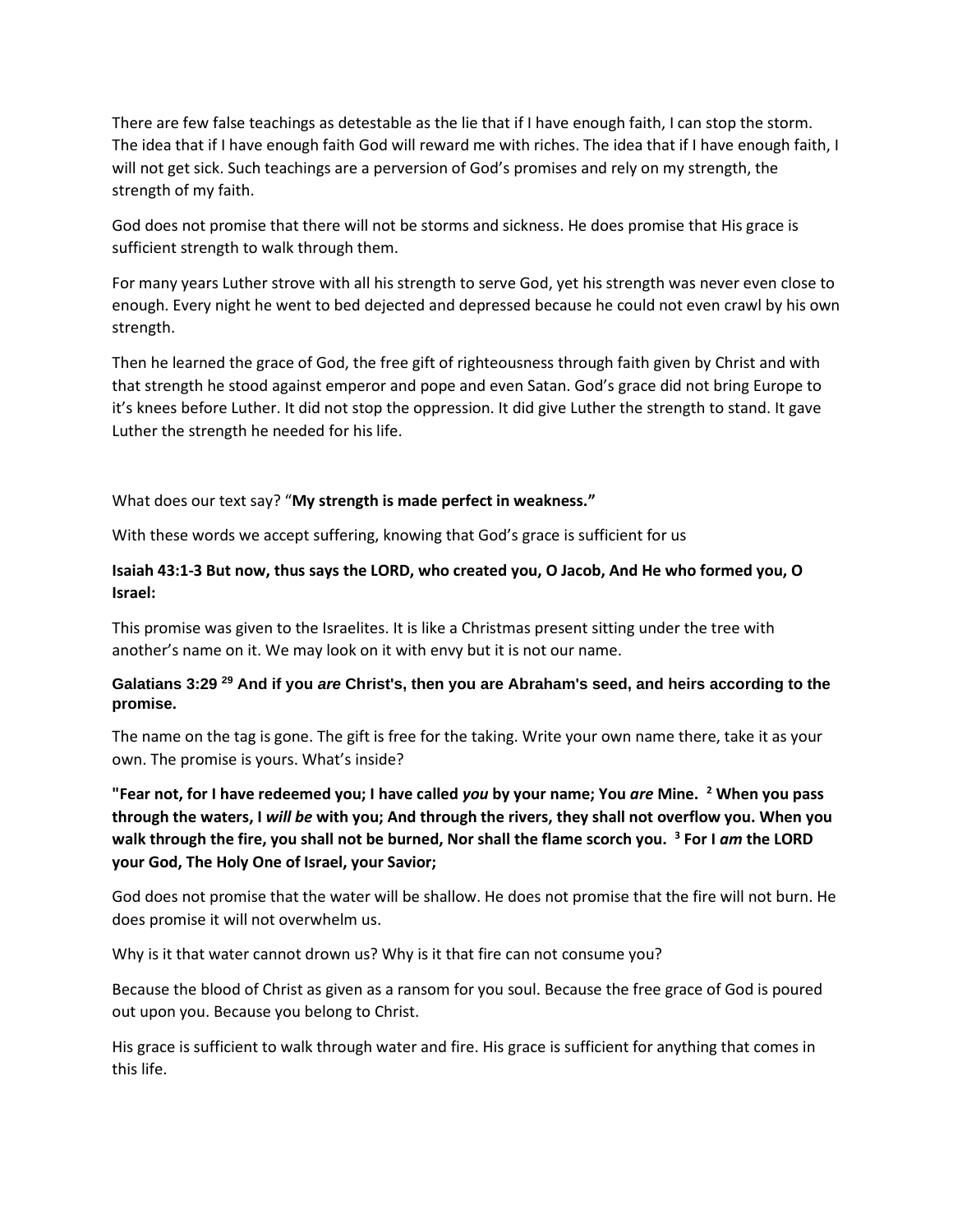There are few false teachings as detestable as the lie that if I have enough faith, I can stop the storm. The idea that if I have enough faith God will reward me with riches. The idea that if I have enough faith, I will not get sick. Such teachings are a perversion of God's promises and rely on my strength, the strength of my faith.

God does not promise that there will not be storms and sickness. He does promise that His grace is sufficient strength to walk through them.

For many years Luther strove with all his strength to serve God, yet his strength was never even close to enough. Every night he went to bed dejected and depressed because he could not even crawl by his own strength.

Then he learned the grace of God, the free gift of righteousness through faith given by Christ and with that strength he stood against emperor and pope and even Satan. God's grace did not bring Europe to it's knees before Luther. It did not stop the oppression. It did give Luther the strength to stand. It gave Luther the strength he needed for his life.

What does our text say? "**My strength is made perfect in weakness."**

With these words we accept suffering, knowing that God's grace is sufficient for us

**Isaiah 43:1-3 But now, thus says the LORD, who created you, O Jacob, And He who formed you, O Israel:**

This promise was given to the Israelites. It is like a Christmas present sitting under the tree with another's name on it. We may look on it with envy but it is not our name.

**Galatians 3:29 [29] And if you *are* Christ's, then you are Abraham's seed, and heirs according to the promise.**

The name on the tag is gone. The gift is free for the taking. Write your own name there, take it as your own. The promise is yours. What's inside?

**"Fear not, for I have redeemed you; I have called *you* by your name; You *are* Mine. [2] When you pass through the waters, I *will be* with you; And through the rivers, they shall not overflow you. When you walk through the fire, you shall not be burned, Nor shall the flame scorch you. [3] For I *am* the LORD your God, The Holy One of Israel, your Savior;**

God does not promise that the water will be shallow. He does not promise that the fire will not burn. He does promise it will not overwhelm us.

Why is it that water cannot drown us? Why is it that fire can not consume you?

Because the blood of Christ as given as a ransom for you soul. Because the free grace of God is poured out upon you. Because you belong to Christ.

His grace is sufficient to walk through water and fire. His grace is sufficient for anything that comes in this life.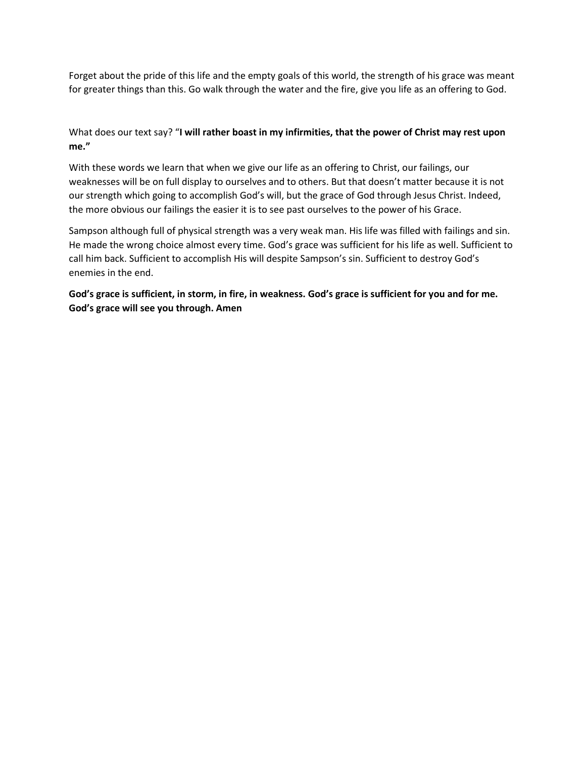Forget about the pride of this life and the empty goals of this world, the strength of his grace was meant for greater things than this. Go walk through the water and the fire, give you life as an offering to God.

What does our text say? "**I will rather boast in my infirmities, that the power of Christ may rest upon me."**

With these words we learn that when we give our life as an offering to Christ, our failings, our weaknesses will be on full display to ourselves and to others. But that doesn't matter because it is not our strength which going to accomplish God's will, but the grace of God through Jesus Christ. Indeed, the more obvious our failings the easier it is to see past ourselves to the power of his Grace.

Sampson although full of physical strength was a very weak man. His life was filled with failings and sin. He made the wrong choice almost every time. God's grace was sufficient for his life as well. Sufficient to call him back. Sufficient to accomplish His will despite Sampson's sin. Sufficient to destroy God's enemies in the end.

**God's grace is sufficient, in storm, in fire, in weakness. God's grace is sufficient for you and for me. God's grace will see you through. Amen**